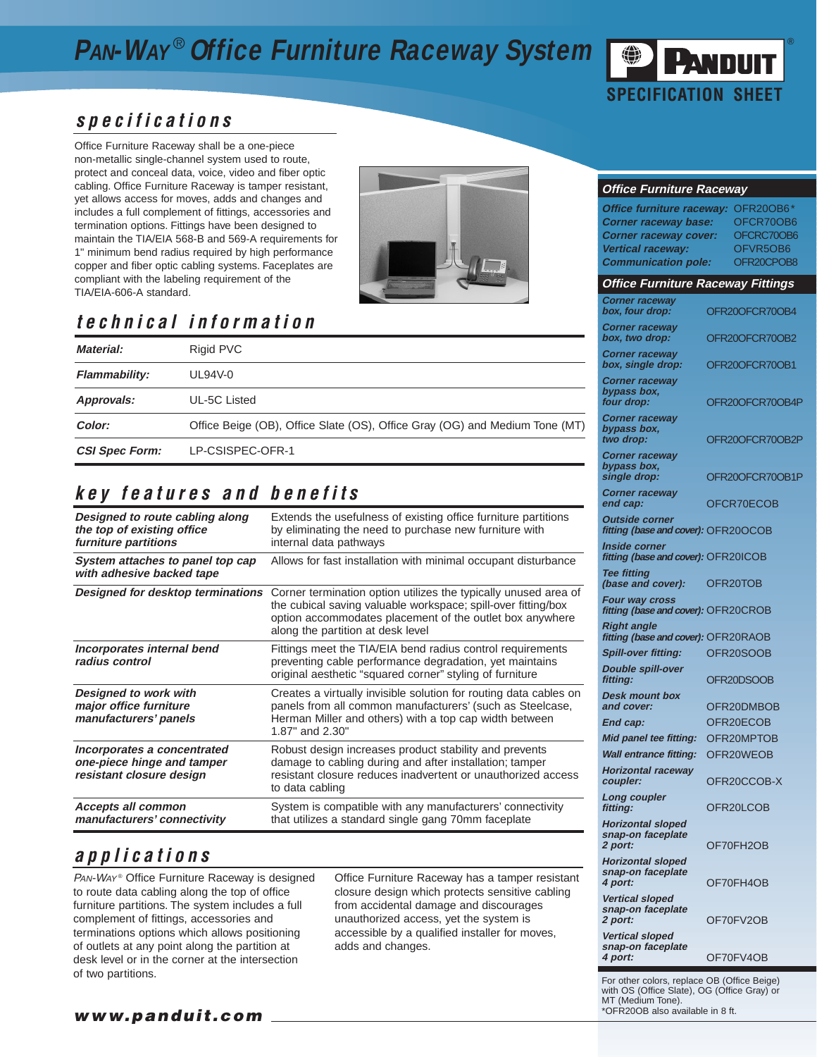# PAN-WAY® Office Furniture Raceway System

PANDUIT® SPECIFICATION SHEET

## specifications

Office Furniture Raceway shall be a one-piece non-metallic single-channel system used to route, protect and conceal data, voice, video and fiber optic cabling. Office Furniture Raceway is tamper resistant, yet allows access for moves, adds and changes and includes a full complement of fittings, accessories and termination options. Fittings have been designed to maintain the TIA/EIA 568-B and 569-A requirements for 1" minimum bend radius required by high performance copper and fiber optic cabling systems. Faceplates are compliant with the labeling requirement of the TIA/EIA-606-A standard.

## technical information

| | |
|---|---|
| ***Material:*** | Rigid PVC |
| ***Flammability:*** | UL94V-0 |
| ***Approvals:*** | UL-5C Listed |
| ***Color:*** | Office Beige (OB), Office Slate (OS), Office Gray (OG) and Medium Tone (MT) |
| ***CSI Spec Form:*** | LP-CSISPEC-OFR-1 |

## key features and benefits

| | |
|---|---|
| ***Designed to route cabling along the top of existing office furniture partitions*** | Extends the usefulness of existing office furniture partitions by eliminating the need to purchase new furniture with internal data pathways |
| ***System attaches to panel top cap with adhesive backed tape*** | Allows for fast installation with minimal occupant disturbance |
| ***Designed for desktop terminations*** | Corner termination option utilizes the typically unused area of the cubical saving valuable workspace; spill-over fitting/box option accommodates placement of the outlet box anywhere along the partition at desk level |
| ***Incorporates internal bend radius control*** | Fittings meet the TIA/EIA bend radius control requirements preventing cable performance degradation, yet maintains original aesthetic "squared corner" styling of furniture |
| ***Designed to work with major office furniture manufacturers' panels*** | Creates a virtually invisible solution for routing data cables on panels from all common manufacturers' (such as Steelcase, Herman Miller and others) with a top cap width between 1.87" and 2.30" |
| ***Incorporates a concentrated one-piece hinge and tamper resistant closure design*** | Robust design increases product stability and prevents damage to cabling during and after installation; tamper resistant closure reduces inadvertent or unauthorized access to data cabling |
| ***Accepts all common manufacturers' connectivity*** | System is compatible with any manufacturers' connectivity that utilizes a standard single gang 70mm faceplate |

## applications

PAN-WAY® Office Furniture Raceway is designed to route data cabling along the top of office furniture partitions. The system includes a full complement of fittings, accessories and terminations options which allows positioning of outlets at any point along the partition at desk level or in the corner at the intersection of two partitions.

Office Furniture Raceway has a tamper resistant closure design which protects sensitive cabling from accidental damage and discourages unauthorized access, yet the system is accessible by a qualified installer for moves, adds and changes.

### Office Furniture Raceway

| | |
|---|---|
| ***Office furniture raceway:*** | OFR20OB6* |
| ***Corner raceway base:*** | OFCR70OB6 |
| ***Corner raceway cover:*** | OFCRC70OB6 |
| ***Vertical raceway:*** | OFVR5OB6 |
| ***Communication pole:*** | OFR20CPOB8 |

### Office Furniture Raceway Fittings

| | |
|---|---|
| ***Corner raceway box, four drop:*** | OFR20OFCR70OB4 |
| ***Corner raceway box, two drop:*** | OFR20OFCR70OB2 |
| ***Corner raceway box, single drop:*** | OFR20OFCR70OB1 |
| ***Corner raceway bypass box, four drop:*** | OFR20OFCR70OB4P |
| ***Corner raceway bypass box, two drop:*** | OFR20OFCR70OB2P |
| ***Corner raceway bypass box, single drop:*** | OFR20OFCR70OB1P |
| ***Corner raceway end cap:*** | OFCR70ECOB |
| ***Outside corner fitting (base and cover):*** | OFR20OCOB |
| ***Inside corner fitting (base and cover):*** | OFR20ICOB |
| ***Tee fitting (base and cover):*** | OFR20TOB |
| ***Four way cross fitting (base and cover):*** | OFR20CROB |
| ***Right angle fitting (base and cover):*** | OFR20RAOB |
| ***Spill-over fitting:*** | OFR20SOOB |
| ***Double spill-over fitting:*** | OFR20DSOOB |
| ***Desk mount box and cover:*** | OFR20DMBOB |
| ***End cap:*** | OFR20ECOB |
| ***Mid panel tee fitting:*** | OFR20MPTOB |
| ***Wall entrance fitting:*** | OFR20WEOB |
| ***Horizontal raceway coupler:*** | OFR20CCOB-X |
| ***Long coupler fitting:*** | OFR20LCOB |
| ***Horizontal sloped snap-on faceplate 2 port:*** | OF70FH2OB |
| ***Horizontal sloped snap-on faceplate 4 port:*** | OF70FH4OB |
| ***Vertical sloped snap-on faceplate 2 port:*** | OF70FV2OB |
| ***Vertical sloped snap-on faceplate 4 port:*** | OF70FV4OB |

For other colors, replace OB (Office Beige) with OS (Office Slate), OG (Office Gray) or MT (Medium Tone).
*OFR20OB also available in 8 ft.

***www.panduit.com***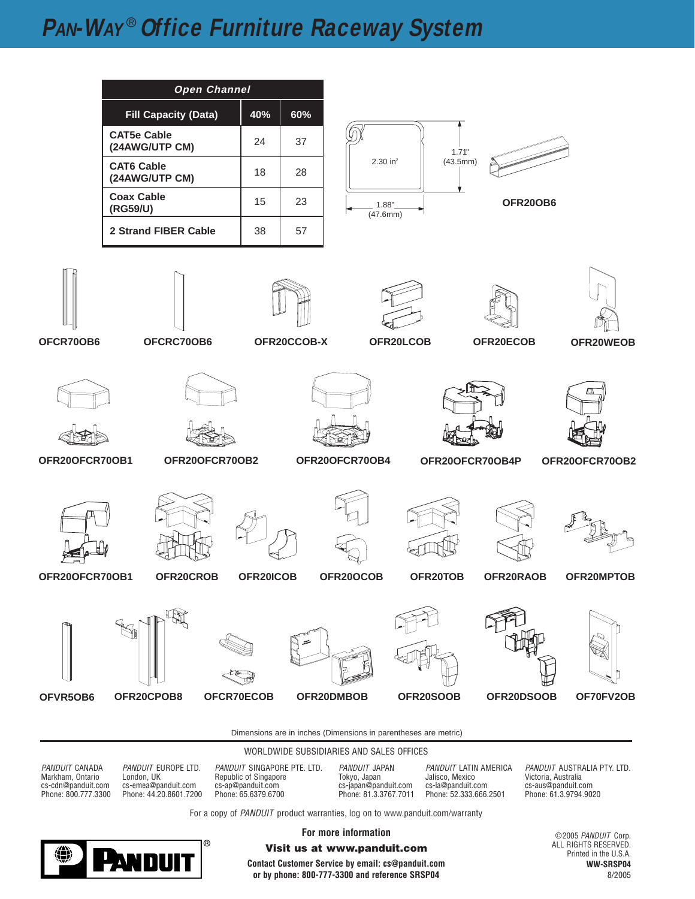# PAN-WAY® Office Furniture Raceway System

| Open Channel | | |
|---|---|---|
| **Fill Capacity (Data)** | **40%** | **60%** |
| CAT5e Cable (24AWG/UTP CM) | 24 | 37 |
| CAT6 Cable (24AWG/UTP CM) | 18 | 28 |
| Coax Cable (RG59/U) | 15 | 23 |
| 2 Strand FIBER Cable | 38 | 57 |

2.30 in²

1.71" (43.5mm)

1.88" (47.6mm)

**OFR20OB6**

**OFCR70OB6** **OFCRC70OB6** **OFR20CCOB-X** **OFR20LCOB** **OFR20ECOB** **OFR20WEOB**

**OFR20OFCR70OB1** **OFR20OFCR70OB2** **OFR20OFCR70OB4** **OFR20OFCR70OB4P** **OFR20OFCR70OB2**

**OFR20OFCR70OB1** **OFR20CROB** **OFR20ICOB** **OFR20OCOB** **OFR20TOB** **OFR20RAOB** **OFR20MPTOB**

**OFVR5OB6** **OFR20CPOB8** **OFCR70ECOB** **OFR20DMBOB** **OFR20SOOB** **OFR20DSOOB** **OF70FV2OB**

Dimensions are in inches (Dimensions in parentheses are metric)

WORLDWIDE SUBSIDIARIES AND SALES OFFICES

*PANDUIT* CANADA
Markham, Ontario
cs-cdn@panduit.com
Phone: 800.777.3300

*PANDUIT* EUROPE LTD.
London, UK
cs-emea@panduit.com
Phone: 44.20.8601.7200

*PANDUIT* SINGAPORE PTE. LTD.
Republic of Singapore
cs-ap@panduit.com
Phone: 65.6379.6700

*PANDUIT* JAPAN
Tokyo, Japan
cs-japan@panduit.com
Phone: 81.3.3767.7011

*PANDUIT* LATIN AMERICA
Jalisco, Mexico
cs-la@panduit.com
Phone: 52.333.666.2501

*PANDUIT* AUSTRALIA PTY. LTD.
Victoria, Australia
cs-aus@panduit.com
Phone: 61.3.9794.9020

For a copy of *PANDUIT* product warranties, log on to www.panduit.com/warranty

PANDUIT®

**For more information**

**Visit us at www.panduit.com**

**Contact Customer Service by email: cs@panduit.com**
**or by phone: 800-777-3300 and reference SRSP04**

©2005 *PANDUIT* Corp.
ALL RIGHTS RESERVED.
Printed in the U.S.A.
**WW-SRSP04**
8/2005